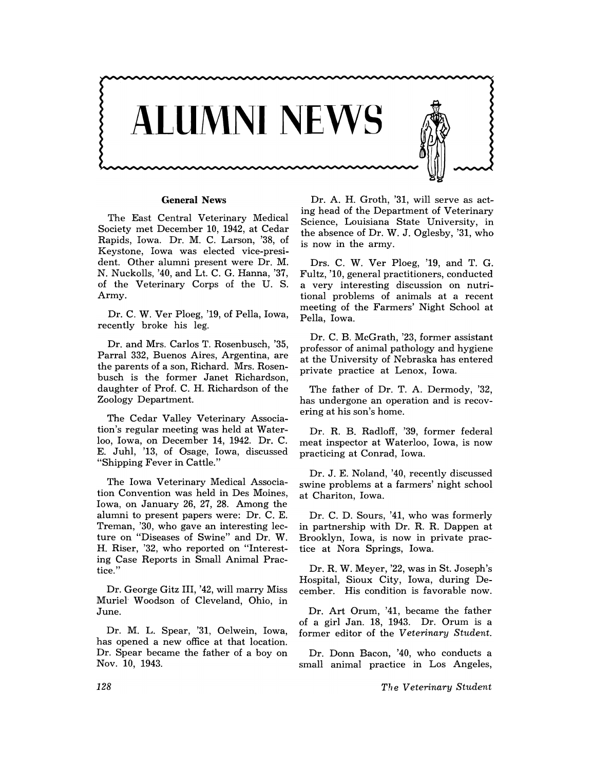# ALUMNI NEWS

## General News

The East Central Veterinary Medical Society met December 10, 1942, at Cedar Rapids, Iowa. Dr. M. C. Larson, '38, of Keystone, Iowa was elected vice-president. Other alumni present were Dr. M. N. Nuckolls, '40, and Lt. C. G. Hanna, '37, of the Veterinary Corps of the U. S. Army.

Dr. C. W. Ver Ploeg, '19, of Pella, Iowa, recently broke his leg.

Dr. and Mrs. Carlos T. Rosenbusch, '35, Parral 332, Buenos Aires, Argentina, are the parents of a son, Richard. Mrs. Rosenbusch is the former Janet Richardson, daughter of Prof. C. H. Richardson of the Zoology Department.

The Cedar Valley Veterinary Association's regular meeting was held at Waterloo, Iowa, on December 14, 1942. Dr. C. E. Juhl, '13, of Osage, Iowa, discussed "Shipping Fever in Cattle."

The Iowa Veterinary Medical Association Convention was held in Des Moines, Iowa, on January 26, 27, 28. Among the alumni to present papers were: Dr. C. E. Treman, '30, who gave an interesting lecture on "Diseases of Swine" and Dr. W. H. Riser, '32, who reported on "Interesting Case Reports in Small Animal Practice."

Dr. George Gitz III, '42, will marry Miss Muriel Woodson of Cleveland, Ohio, in June.

Dr. M. L. Spear, '31, Oelwein, Iowa, has opened a new office at that location. Dr. Spear became the father of a boy on Nov. 10, 1943.

Dr. A. H. Groth, '31, will serve as acting head of the Department of Veterinary Science, Louisiana State University, in the absence of Dr. W. J. Oglesby, '31, who is now in the army.

Drs. C. W. Ver Ploeg, '19, and T. G. Fultz, '10, general practitioners, conducted a very interesting discussion on nutritional problems of animals at a recent meeting of the Farmers' Night School at Pella, Iowa.

Dr. C. B. McGrath, '23, former assistant professor of animal pathology and hygiene at the University of Nebraska has entered private practice at Lenox, Iowa.

The father of Dr. T. A. Dermody, '32, has undergone an operation and is recovering at his son's home.

Dr. R. B. Radloff, '39, former federal meat inspector at Waterloo, Iowa, is now practicing at Conrad, Iowa.

Dr. J. E. Noland, '40, recently discussed swine problems at a farmers' night school at Chariton, Iowa.

Dr. C. D. Sours, '41, who was formerly in partnership with Dr. R. R. Dappen at Brooklyn, Iowa, is now in private practice at Nora Springs, Iowa.

Dr. R. W. Meyer, '22, was in St. Joseph's Hospital, Sioux City, Iowa, during December. His condition is favorable now.

Dr. Art Orum, '41, became the father of a girl Jan. 18, 1943. Dr. Orum is a former editor of the *Veterinary Student.*

Dr. Donn Bacon, '40, who conducts a small animal practice in Los Angeles,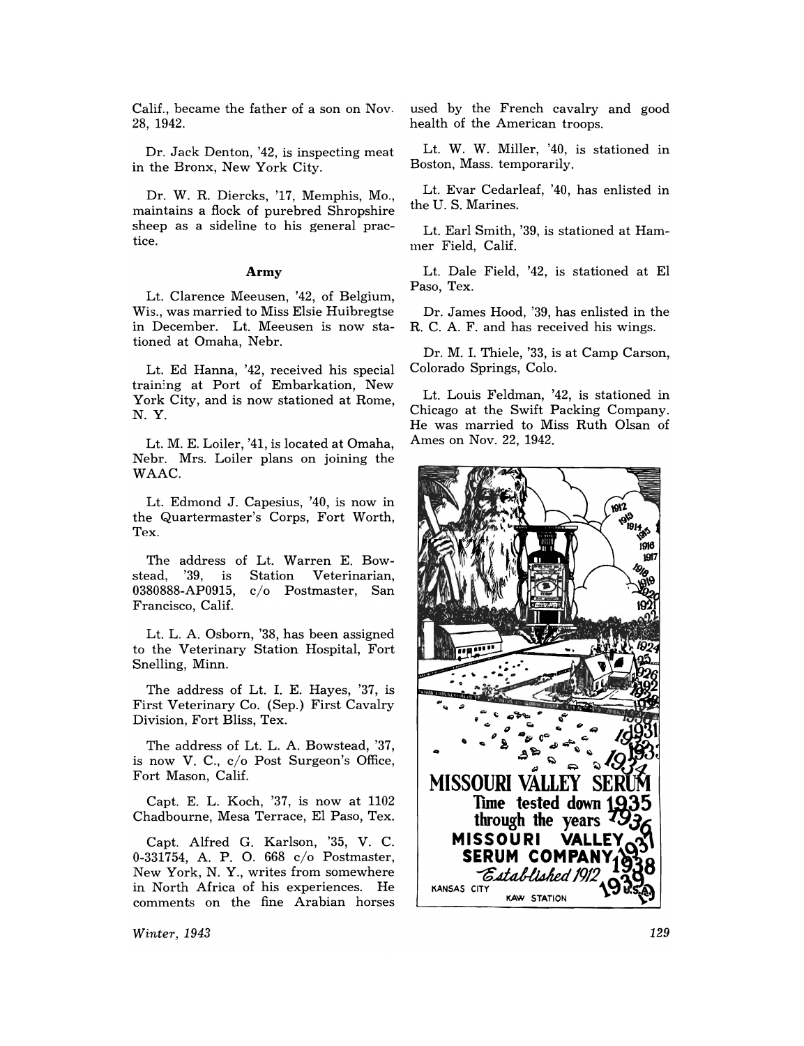Calif., became the father of a son on Nov. 28, 1942.

Dr. Jack Denton, '42, is inspecting meat in the Bronx, New York City.

Dr. W. R. Diercks, '17, Memphis, Mo., maintains a flock of purebred Shropshire sheep as a sideline to his general practice.

### Army

Lt. Clarence Meeusen, '42, of Belgium, Wis., was married to Miss Elsie Huibregtse in December. Lt. Meeusen is now stationed at Omaha, Nebr.

Lt. Ed Hanna, '42, received his special training at Port of Embarkation, New York City, and is now stationed at Rome, N. Y.

Lt. M. E. Loiler, '41, is located at Omaha, Nebr. Mrs. Loiler plans on joining the WAAC.

Lt. Edmond J. Capesius, '40, is now in the Quartermaster's Corps, Fort Worth, Tex.

The address of Lt. Warren E. Bowstead, '39, is Station Veterinarian, 0380888-AP0915, c/o Postmaster, San Francisco, Calif.

Lt. L. A. Osborn, '38, has been assigned to the Veterinary Station Hospital, Fort Snelling, Minn.

The address of Lt. I. E. Hayes, '37, is First Veterinary Co. (Sep.) First Cavalry Division, Fort Bliss, Tex.

The address of Lt. L. A. Bowstead, '37, is now V. C., c/o Post Surgeon's Office, Fort Mason, Calif.

Capt. E. L. Koch, '37, is now at 1102 Chadbourne, Mesa Terrace, El Paso, Tex.

Capt. Alfred G. Karlson, '35, V. C. 0-331754, A. P. O. 668 c/o Postmaster, New York, N. Y., writes from somewhere in North Africa of his experiences. He comments on the fine Arabian horses used by the French cavalry and good health of the American troops.

Lt. W. W. Miller, '40, is stationed in Boston, Mass. temporarily.

Lt. Evar Cedarleaf, '40, has enlisted in the U. S. Marines.

Lt. Earl Smith, '39, is stationed at Hammer Field, Calif.

Lt. Dale Field, '42, is stationed at El Paso, Tex.

Dr. James Hood, '39, has enlisted in the R. C. A. F. and has received his wings.

Dr. M. I. Thiele, '33, is at Camp Carson, Colorado Springs, Colo.

Lt. Louis Feldman, '42, is stationed in Chicago at the Swift Packing Company. He was married to Miss Ruth Olsan of Ames on Nov. 22, 1942.

**MISSOURI VALLEY SERUM**

Time tested down through the years

**MISSOURI VALLEY SERUM COMPANY**

*Established 1912*

KANSAS CITY KAW STATION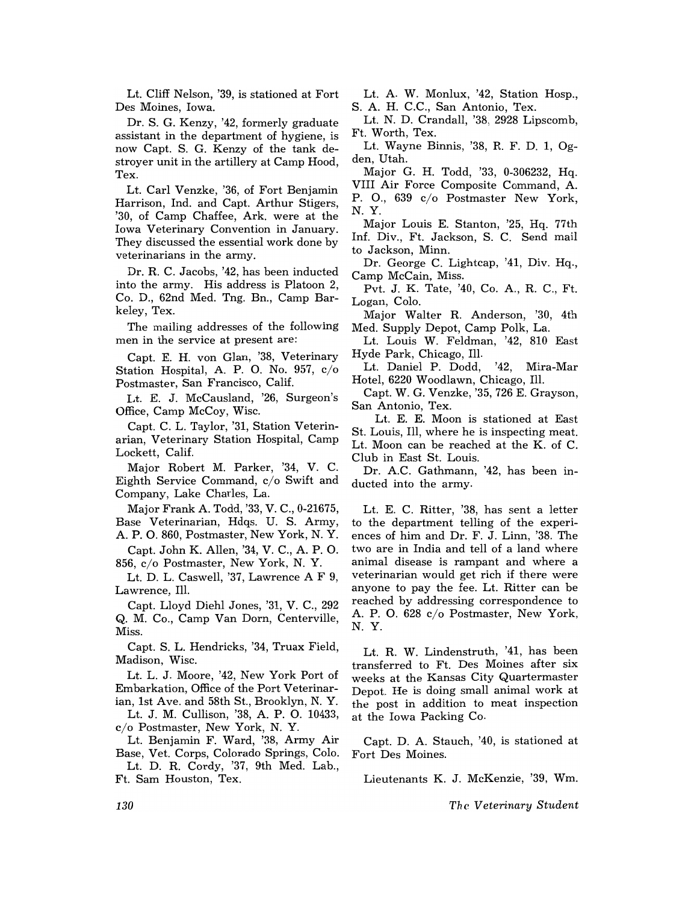Lt. Cliff Nelson, '39, is stationed at Fort Des Moines, Iowa.

Dr. S. G. Kenzy, '42, formerly graduate assistant in the department of hygiene, is now Capt. S. G. Kenzy of the tank destroyer unit in the artillery at Camp Hood, Tex.

Lt. Carl Venzke, '36, of Fort Benjamin Harrison, Ind. and Capt. Arthur Stigers, '30, of Camp Chaffee, Ark. were at the Iowa Veterinary Convention in January. They discussed the essential work done by veterinarians in the army.

Dr. R. C. Jacobs, '42, has been inducted into the army. His address is Platoon 2, Co. D., 62nd Med. Tng. Bn., Camp Barkeley, Tex.

The mailing addresses of the following men in the service at present are:

Capt. E. H. von Glan, '38, Veterinary Station Hospital, A. P. O. No. 957, c/o Postmaster, San Francisco, Calif.

Lt. E. J. McCausland, '26, Surgeon's Office, Camp McCoy, Wisc.

Capt. C. L. Taylor, '31, Station Veterinarian, Veterinary Station Hospital, Camp Lockett, Calif.

Major Robert M. Parker, '34, V. C. Eighth Service Command, c/o Swift and Company, Lake Charles, La.

Major Frank A. Todd, '33, V. C., 0-21675, Base Veterinarian, Hdqs. U. S. Army, A. P. O. 860, Postmaster, New York, N. Y.

Capt. John K. Allen, '34, V. C., A. P. O. 856, c/o Postmaster, New York, N. Y.

Lt. D. L. Caswell, '37, Lawrence A F 9, Lawrence, Ill.

Capt. Lloyd Diehl Jones, '31, V. C., 292 Q. M. Co., Camp Van Dorn, Centerville, Miss.

Capt. S. L. Hendricks, '34, Truax Field, Madison, Wisc.

Lt. L. J. Moore, '42, New York Port of Embarkation, Office of the Port Veterinarian, 1st Ave. and 58th St., Brooklyn, N. Y.

Lt. J. M. Cullison, '38, A. P. O. 10433, c/o Postmaster, New York, N. Y.

Lt. Benjamin F. Ward, '38, Army Air Base, Vet. Corps, Colorado Springs, Colo.

Lt. D. R. Cordy, '37, 9th Med. Lab., Ft. Sam Houston, Tex.

Lt. A. W. Monlux, '42, Station Hosp., S. A. H. C.C., San Antonio, Tex.

Lt. N. D. Crandall, '38, 2928 Lipscomb, Ft. Worth, Tex.

Lt. Wayne Binnis, '38, R. F. D. 1, Ogden, Utah.

Major G. H. Todd, '33, 0-306232, Hq. VIII Air Force Composite Command, A. P. O., 639 c/o Postmaster New York, N. Y.

Major Louis E. Stanton, '25, Hq. 77th Inf. Div., Ft. Jackson, S. C. Send mail to Jackson, Minn.

Dr. George C. Lightcap, '41, Div. Hq., Camp McCain, Miss.

Pvt. J. K. Tate, '40, Co. A., R. C., Ft. Logan, Colo.

Major Walter R. Anderson, '30, 4th Med. Supply Depot, Camp Polk, La.

Lt. Louis W. Feldman, '42, 810 East Hyde Park, Chicago, Ill.

Lt. Daniel P. Dodd, '42, Mira-Mar Hotel, 6220 Woodlawn, Chicago, Ill.

Capt. W. G. Venzke, '35, 726 E. Grayson, San Antonio, Tex.

Lt. E. E. Moon is stationed at East St. Louis, Ill, where he is inspecting meat. Lt. Moon can be reached at the K. of C. Club in East St. Louis.

Dr. A.C. Gathmann, '42, has been inducted into the army.

Lt. E. C. Ritter, '38, has sent a letter to the department telling of the experiences of him and Dr. F. J. Linn, '38. The two are in India and tell of a land where animal disease is rampant and where a veterinarian would get rich if there were anyone to pay the fee. Lt. Ritter can be reached by addressing correspondence to A. P. O. 628 c/o Postmaster, New York, N. Y.

Lt. R. W. Lindenstruth, '41, has been transferred to Ft. Des Moines after six weeks at the Kansas City Quartermaster Depot. He is doing small animal work at the post in addition to meat inspection at the Iowa Packing Co.

Capt. D. A. Stauch, '40, is stationed at Fort Des Moines.

Lieutenants K. J. McKenzie, '39, Wm.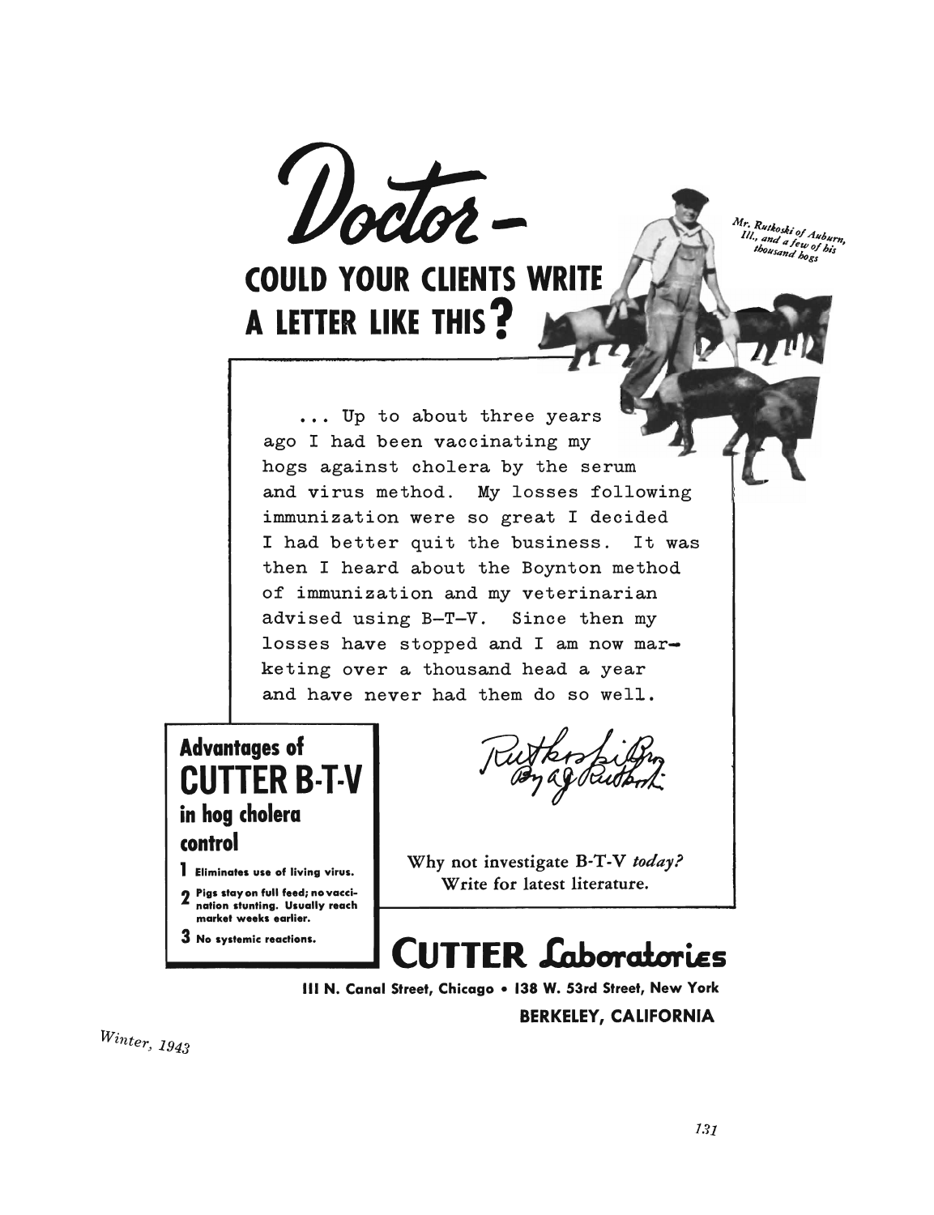# Doctor—

## COULD YOUR CLIENTS WRITE A LETTER LIKE THIS?

*Mr. Rutkoski of Auburn, Ill., and a few of his thousand hogs*

. . . Up to about three years ago I had been vaccinating my hogs against cholera by the serum and virus method. My losses following immunization were so great I decided I had better quit the business. It was then I heard about the Boynton method of immunization and my veterinarian advised using B-T-V. Since then my losses have stopped and I am now marketing over a thousand head a year and have never had them do so well.

Rutkoski Bros
By A J Rutkoski

Why not investigate B-T-V *today?*
Write for latest literature.

### Advantages of CUTTER B-T-V in hog cholera control

1. Eliminates use of living virus.
2. Pigs stay on full feed; no vaccination stunting. Usually reach market weeks earlier.
3. No systemic reactions.

## CUTTER Laboratories

111 N. Canal Street, Chicago • 138 W. 53rd Street, New York

BERKELEY, CALIFORNIA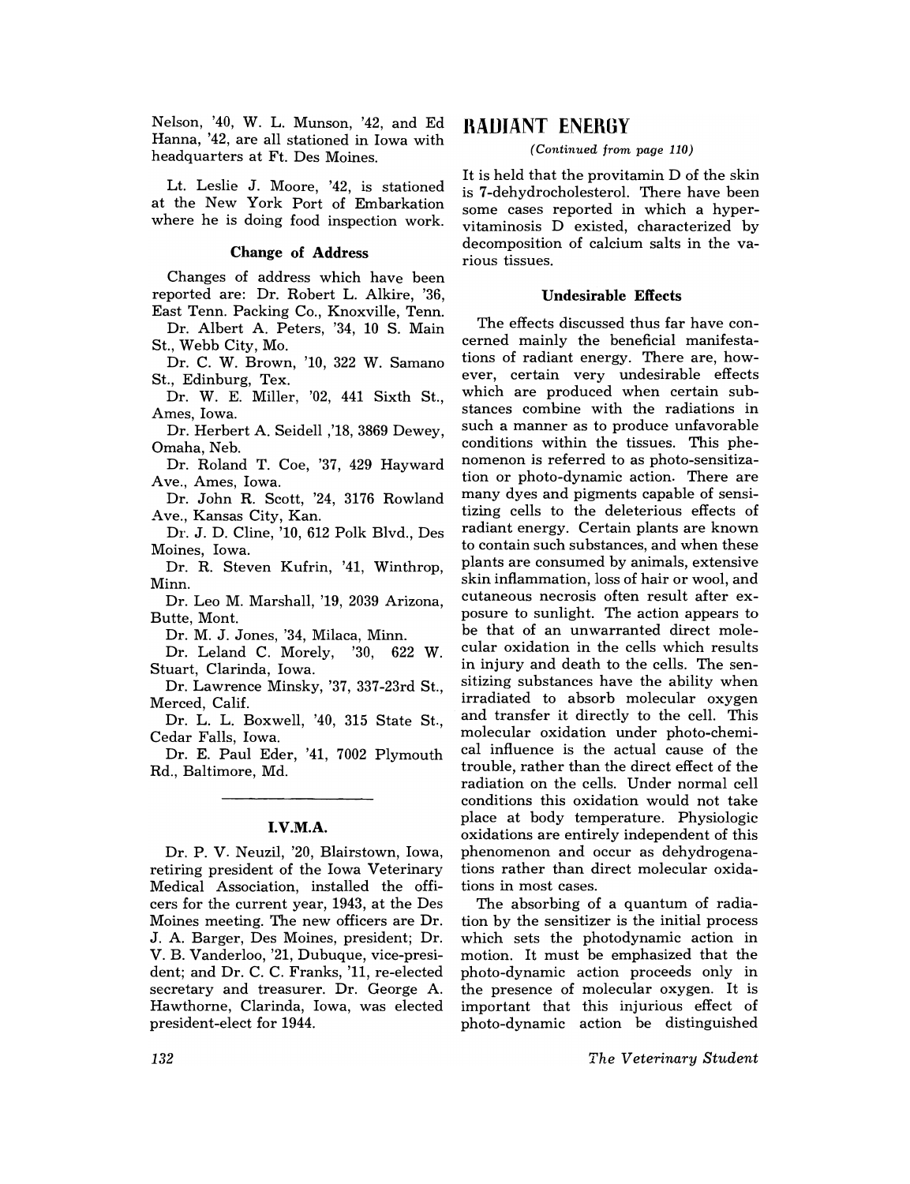Nelson, '40, W. L. Munson, '42, and Ed Hanna, '42, are all stationed in Iowa with headquarters at Ft. Des Moines.

Lt. Leslie J. Moore, '42, is stationed at the New York Port of Embarkation where he is doing food inspection work.

### Change of Address

Changes of address which have been reported are: Dr. Robert L. Alkire, '36, East Tenn. Packing Co., Knoxville, Tenn.

Dr. Albert A. Peters, '34, 10 S. Main St., Webb City, Mo.

Dr. C. W. Brown, '10, 322 W. Samano St., Edinburg, Tex.

Dr. W. E. Miller, '02, 441 Sixth St., Ames, Iowa.

Dr. Herbert A. Seidell ,'18, 3869 Dewey, Omaha, Neb.

Dr. Roland T. Coe, '37, 429 Hayward Ave., Ames, Iowa.

Dr. John R. Scott, '24, 3176 Rowland Ave., Kansas City, Kan.

Dr. J. D. Cline, '10, 612 Polk Blvd., Des Moines, Iowa.

Dr. R. Steven Kufrin, '41, Winthrop, Minn.

Dr. Leo M. Marshall, '19, 2039 Arizona, Butte, Mont.

Dr. M. J. Jones, '34, Milaca, Minn.

Dr. Leland C. Morely, '30, 622 W. Stuart, Clarinda, Iowa.

Dr. Lawrence Minsky, '37, 337-23rd St., Merced, Calif.

Dr. L. L. Boxwell, '40, 315 State St., Cedar Falls, Iowa.

Dr. E. Paul Eder, '41, 7002 Plymouth Rd., Baltimore, Md.

---

### I.V.M.A.

Dr. P. V. Neuzil, '20, Blairstown, Iowa, retiring president of the Iowa Veterinary Medical Association, installed the officers for the current year, 1943, at the Des Moines meeting. The new officers are Dr. J. A. Barger, Des Moines, president; Dr. V. B. Vanderloo, '21, Dubuque, vice-president; and Dr. C. C. Franks, '11, re-elected secretary and treasurer. Dr. George A. Hawthorne, Clarinda, Iowa, was elected president-elect for 1944.

## RADIANT ENERGY

*(Continued from page 110)*

It is held that the provitamin D of the skin is 7-dehydrocholesterol. There have been some cases reported in which a hypervitaminosis D existed, characterized by decomposition of calcium salts in the various tissues.

### Undesirable Effects

The effects discussed thus far have concerned mainly the beneficial manifestations of radiant energy. There are, however, certain very undesirable effects which are produced when certain substances combine with the radiations in such a manner as to produce unfavorable conditions within the tissues. This phenomenon is referred to as photo-sensitization or photo-dynamic action. There are many dyes and pigments capable of sensitizing cells to the deleterious effects of radiant energy. Certain plants are known to contain such substances, and when these plants are consumed by animals, extensive skin inflammation, loss of hair or wool, and cutaneous necrosis often result after exposure to sunlight. The action appears to be that of an unwarranted direct molecular oxidation in the cells which results in injury and death to the cells. The sensitizing substances have the ability when irradiated to absorb molecular oxygen and transfer it directly to the cell. This molecular oxidation under photo-chemical influence is the actual cause of the trouble, rather than the direct effect of the radiation on the cells. Under normal cell conditions this oxidation would not take place at body temperature. Physiologic oxidations are entirely independent of this phenomenon and occur as dehydrogenations rather than direct molecular oxidations in most cases.

The absorbing of a quantum of radiation by the sensitizer is the initial process which sets the photodynamic action in motion. It must be emphasized that the photo-dynamic action proceeds only in the presence of molecular oxygen. It is important that this injurious effect of photo-dynamic action be distinguished